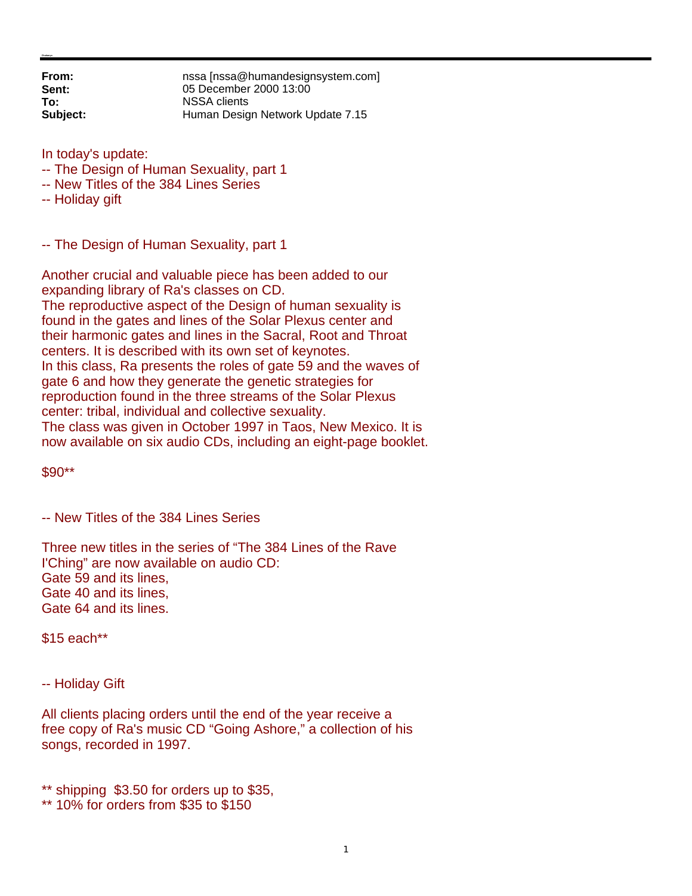**From:** nssa [nssa@humandesignsystem.com]
**Sent:** 05 December 2000 13:00
**To:** NSSA clients
**Subject:** Human Design Network Update 7.15

In today's update:
-- The Design of Human Sexuality, part 1
-- New Titles of the 384 Lines Series
-- Holiday gift

-- The Design of Human Sexuality, part 1

Another crucial and valuable piece has been added to our expanding library of Ra's classes on CD.
The reproductive aspect of the Design of human sexuality is found in the gates and lines of the Solar Plexus center and their harmonic gates and lines in the Sacral, Root and Throat centers. It is described with its own set of keynotes.
In this class, Ra presents the roles of gate 59 and the waves of gate 6 and how they generate the genetic strategies for reproduction found in the three streams of the Solar Plexus center: tribal, individual and collective sexuality.
The class was given in October 1997 in Taos, New Mexico. It is now available on six audio CDs, including an eight-page booklet.

$90**

-- New Titles of the 384 Lines Series

Three new titles in the series of "The 384 Lines of the Rave I'Ching" are now available on audio CD:
Gate 59 and its lines,
Gate 40 and its lines,
Gate 64 and its lines.

$15 each**

-- Holiday Gift

All clients placing orders until the end of the year receive a free copy of Ra's music CD "Going Ashore," a collection of his songs, recorded in 1997.

** shipping $3.50 for orders up to $35,
** 10% for orders from $35 to $150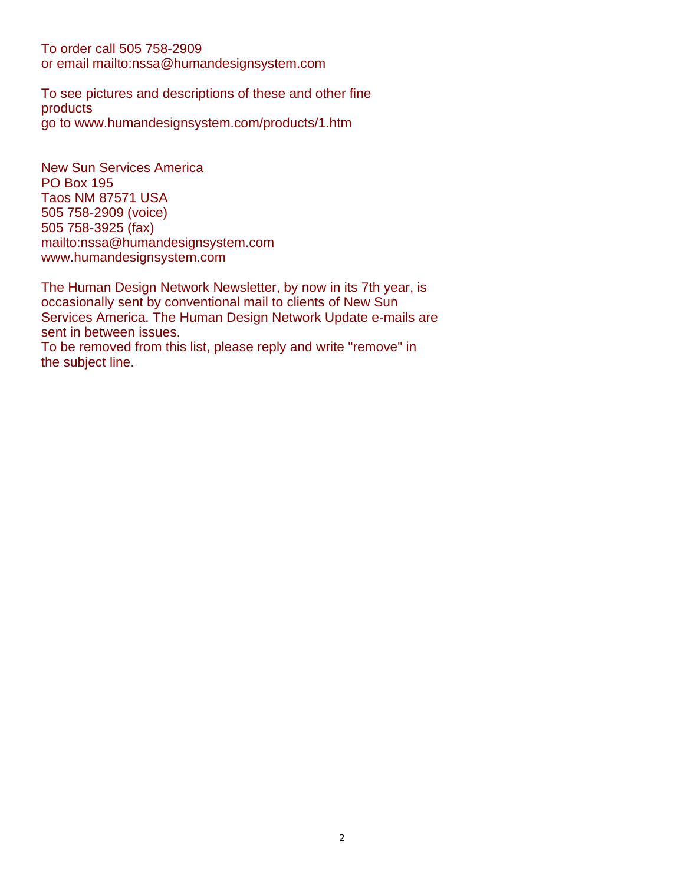To order call 505 758-2909
or email mailto:nssa@humandesignsystem.com

To see pictures and descriptions of these and other fine products
go to www.humandesignsystem.com/products/1.htm

New Sun Services America
PO Box 195
Taos NM 87571 USA
505 758-2909 (voice)
505 758-3925 (fax)
mailto:nssa@humandesignsystem.com
www.humandesignsystem.com

The Human Design Network Newsletter, by now in its 7th year, is occasionally sent by conventional mail to clients of New Sun Services America. The Human Design Network Update e-mails are sent in between issues.
To be removed from this list, please reply and write "remove" in the subject line.